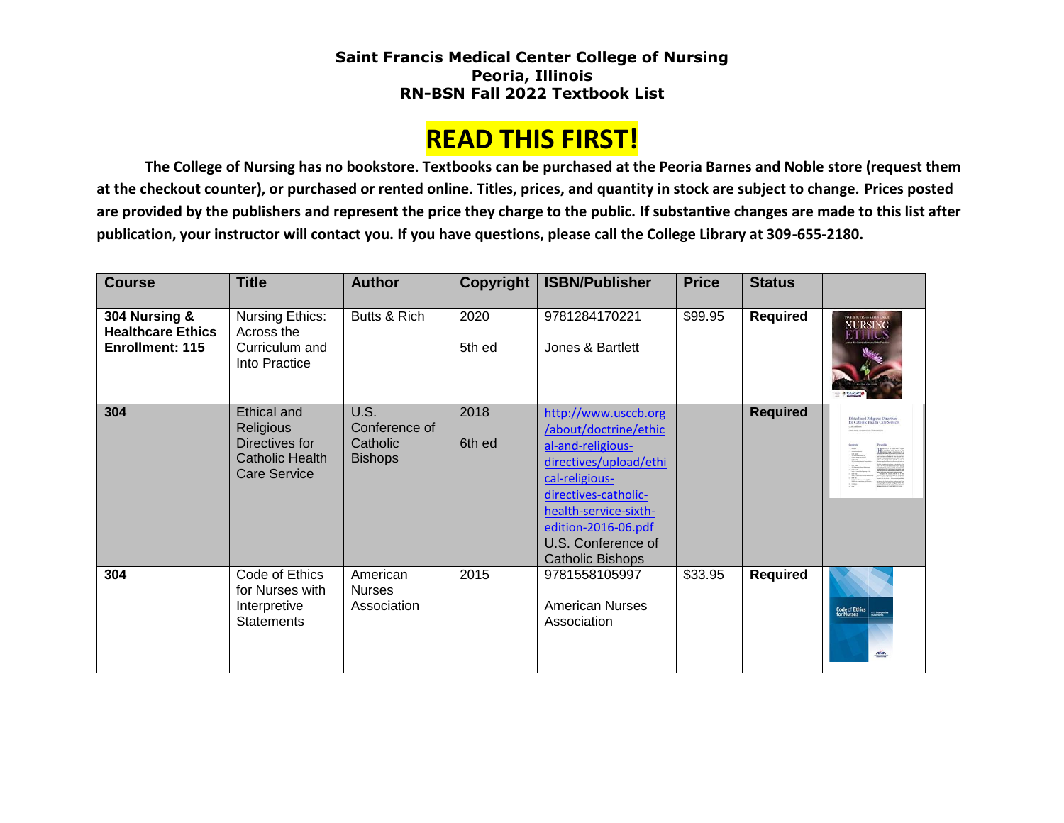**Saint Francis Medical Center College of Nursing**
**Peoria, Illinois**
**RN-BSN Fall 2022 Textbook List**

# READ THIS FIRST!

**The College of Nursing has no bookstore. Textbooks can be purchased at the Peoria Barnes and Noble store (request them at the checkout counter), or purchased or rented online. Titles, prices, and quantity in stock are subject to change. Prices posted are provided by the publishers and represent the price they charge to the public. If substantive changes are made to this list after publication, your instructor will contact you. If you have questions, please call the College Library at 309-655-2180.**

| Course | Title | Author | Copyright | ISBN/Publisher | Price | Status | |
|---|---|---|---|---|---|---|---|
| **304 Nursing & Healthcare Ethics Enrollment: 115** | Nursing Ethics: Across the Curriculum and Into Practice | Butts & Rich | 2020 5th ed | 9781284170221 Jones & Bartlett | $99.95 | **Required** | |
| **304** | Ethical and Religious Directives for Catholic Health Care Service | U.S. Conference of Catholic Bishops | 2018 6th ed | http://www.usccb.org/about/doctrine/ethical-and-religious-directives/upload/ethical-religious-directives-catholic-health-service-sixth-edition-2016-06.pdf U.S. Conference of Catholic Bishops | | **Required** | |
| **304** | Code of Ethics for Nurses with Interpretive Statements | American Nurses Association | 2015 | 9781558105997 American Nurses Association | $33.95 | **Required** | |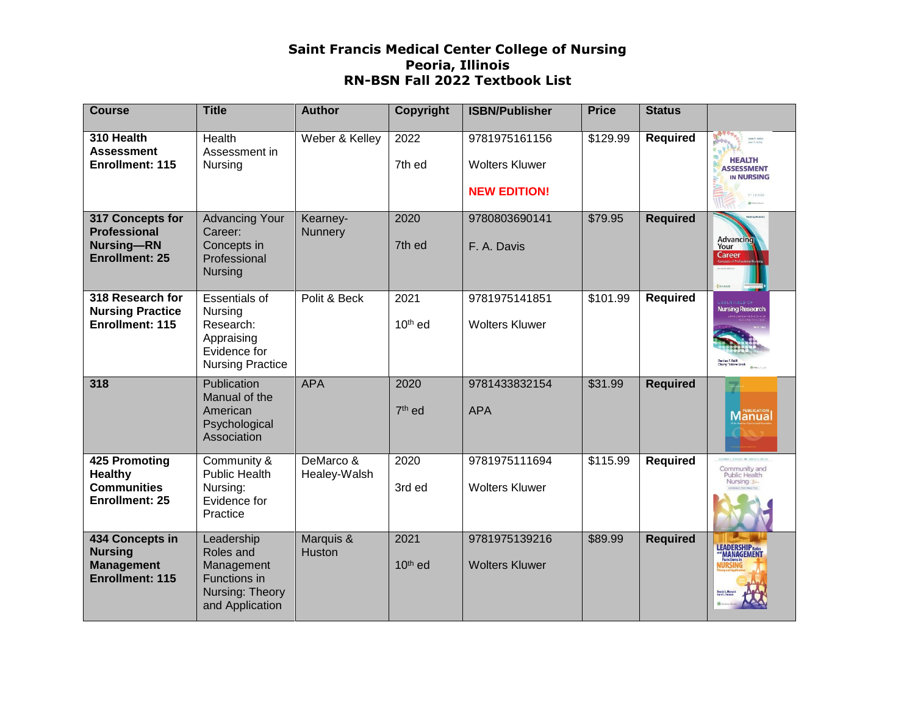**Saint Francis Medical Center College of Nursing**
**Peoria, Illinois**
**RN-BSN Fall 2022 Textbook List**

| Course | Title | Author | Copyright | ISBN/Publisher | Price | Status | |
|---|---|---|---|---|---|---|---|
| **310 Health Assessment Enrollment: 115** | Health Assessment in Nursing | Weber & Kelley | 2022<br>7th ed | 9781975161156<br>Wolters Kluwer<br>**NEW EDITION!** | $129.99 | **Required** | |
| **317 Concepts for Professional Nursing—RN Enrollment: 25** | Advancing Your Career: Concepts in Professional Nursing | Kearney-Nunnery | 2020<br>7th ed | 9780803690141<br>F. A. Davis | $79.95 | **Required** | |
| **318 Research for Nursing Practice Enrollment: 115** | Essentials of Nursing Research: Appraising Evidence for Nursing Practice | Polit & Beck | 2021<br>10th ed | 9781975141851<br>Wolters Kluwer | $101.99 | **Required** | |
| **318** | Publication Manual of the American Psychological Association | APA | 2020<br>7th ed | 9781433832154<br>APA | $31.99 | **Required** | |
| **425 Promoting Healthy Communities Enrollment: 25** | Community & Public Health Nursing: Evidence for Practice | DeMarco & Healey-Walsh | 2020<br>3rd ed | 9781975111694<br>Wolters Kluwer | $115.99 | **Required** | |
| **434 Concepts in Nursing Management Enrollment: 115** | Leadership Roles and Management Functions in Nursing: Theory and Application | Marquis & Huston | 2021<br>10th ed | 9781975139216<br>Wolters Kluwer | $89.99 | **Required** | |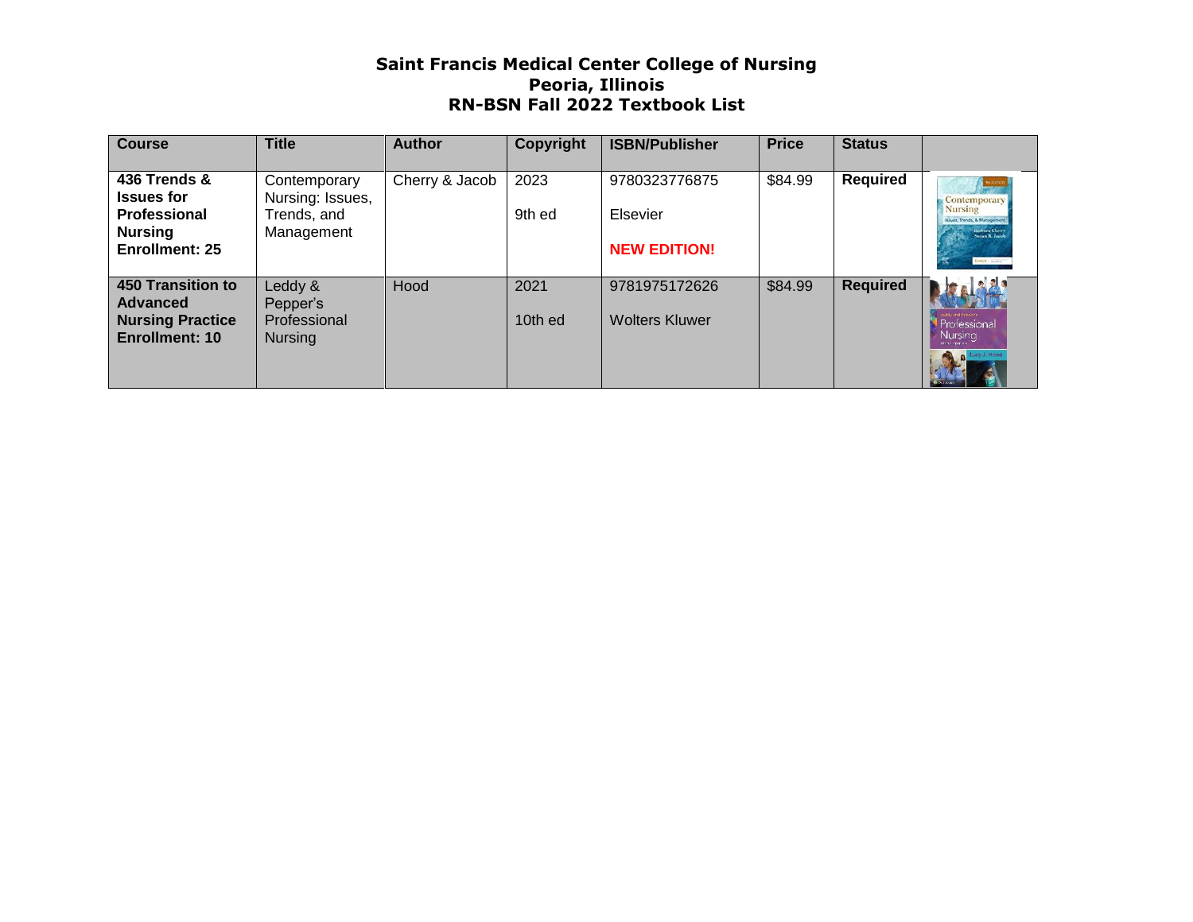**Saint Francis Medical Center College of Nursing**
**Peoria, Illinois**
**RN-BSN Fall 2022 Textbook List**

| Course | Title | Author | Copyright | ISBN/Publisher | Price | Status | |
|---|---|---|---|---|---|---|---|
| **436 Trends & Issues for Professional Nursing Enrollment: 25** | Contemporary Nursing: Issues, Trends, and Management | Cherry & Jacob | 2023<br>9th ed | 9780323776875<br>Elsevier<br>**NEW EDITION!** | $84.99 | **Required** | |
| **450 Transition to Advanced Nursing Practice Enrollment: 10** | Leddy & Pepper's Professional Nursing | Hood | 2021<br>10th ed | 9781975172626<br>Wolters Kluwer | $84.99 | **Required** | |